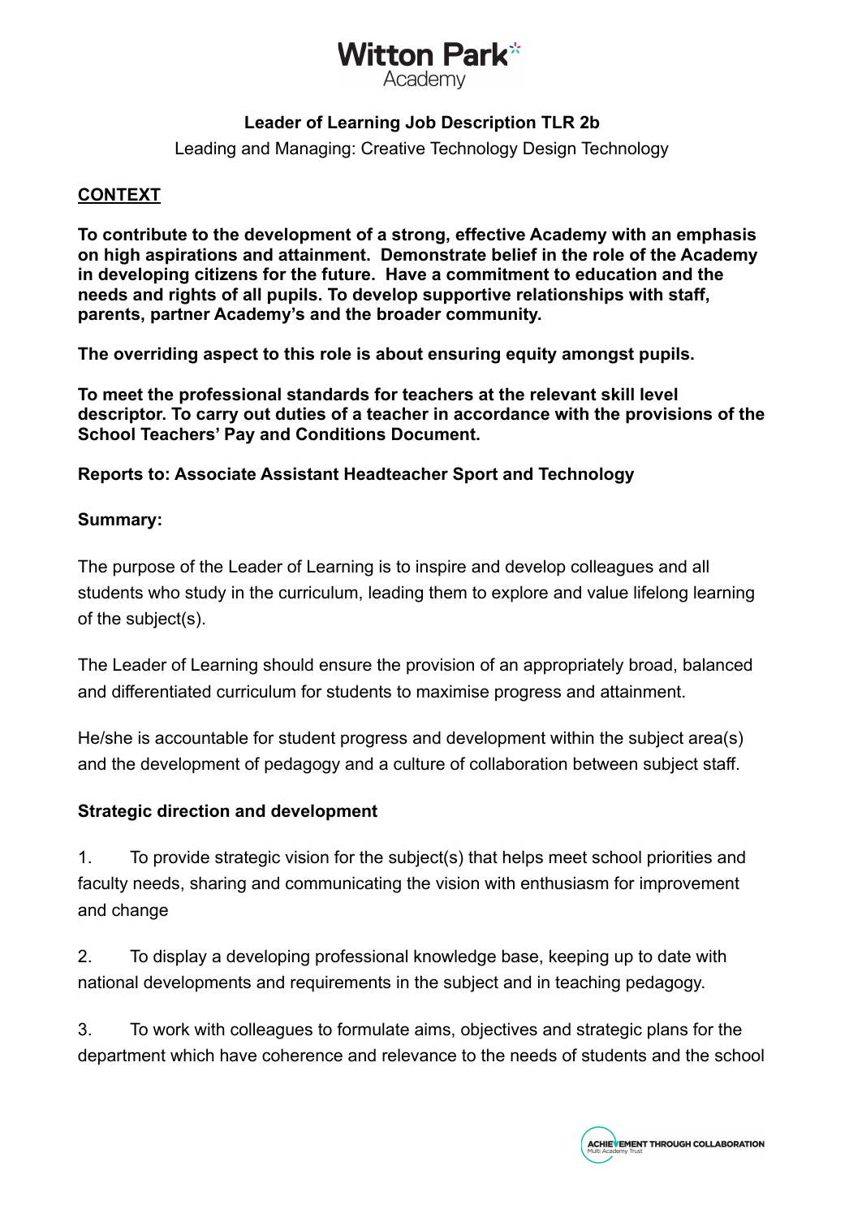# Witton Park Academy

## Leader of Learning Job Description TLR 2b

Leading and Managing: Creative Technology Design Technology

### CONTEXT

**To contribute to the development of a strong, effective Academy with an emphasis on high aspirations and attainment. Demonstrate belief in the role of the Academy in developing citizens for the future. Have a commitment to education and the needs and rights of all pupils. To develop supportive relationships with staff, parents, partner Academy's and the broader community.**

**The overriding aspect to this role is about ensuring equity amongst pupils.**

**To meet the professional standards for teachers at the relevant skill level descriptor. To carry out duties of a teacher in accordance with the provisions of the School Teachers' Pay and Conditions Document.**

**Reports to: Associate Assistant Headteacher Sport and Technology**

**Summary:**

The purpose of the Leader of Learning is to inspire and develop colleagues and all students who study in the curriculum, leading them to explore and value lifelong learning of the subject(s).

The Leader of Learning should ensure the provision of an appropriately broad, balanced and differentiated curriculum for students to maximise progress and attainment.

He/she is accountable for student progress and development within the subject area(s) and the development of pedagogy and a culture of collaboration between subject staff.

**Strategic direction and development**

1. To provide strategic vision for the subject(s) that helps meet school priorities and faculty needs, sharing and communicating the vision with enthusiasm for improvement and change

2. To display a developing professional knowledge base, keeping up to date with national developments and requirements in the subject and in teaching pedagogy.

3. To work with colleagues to formulate aims, objectives and strategic plans for the department which have coherence and relevance to the needs of students and the school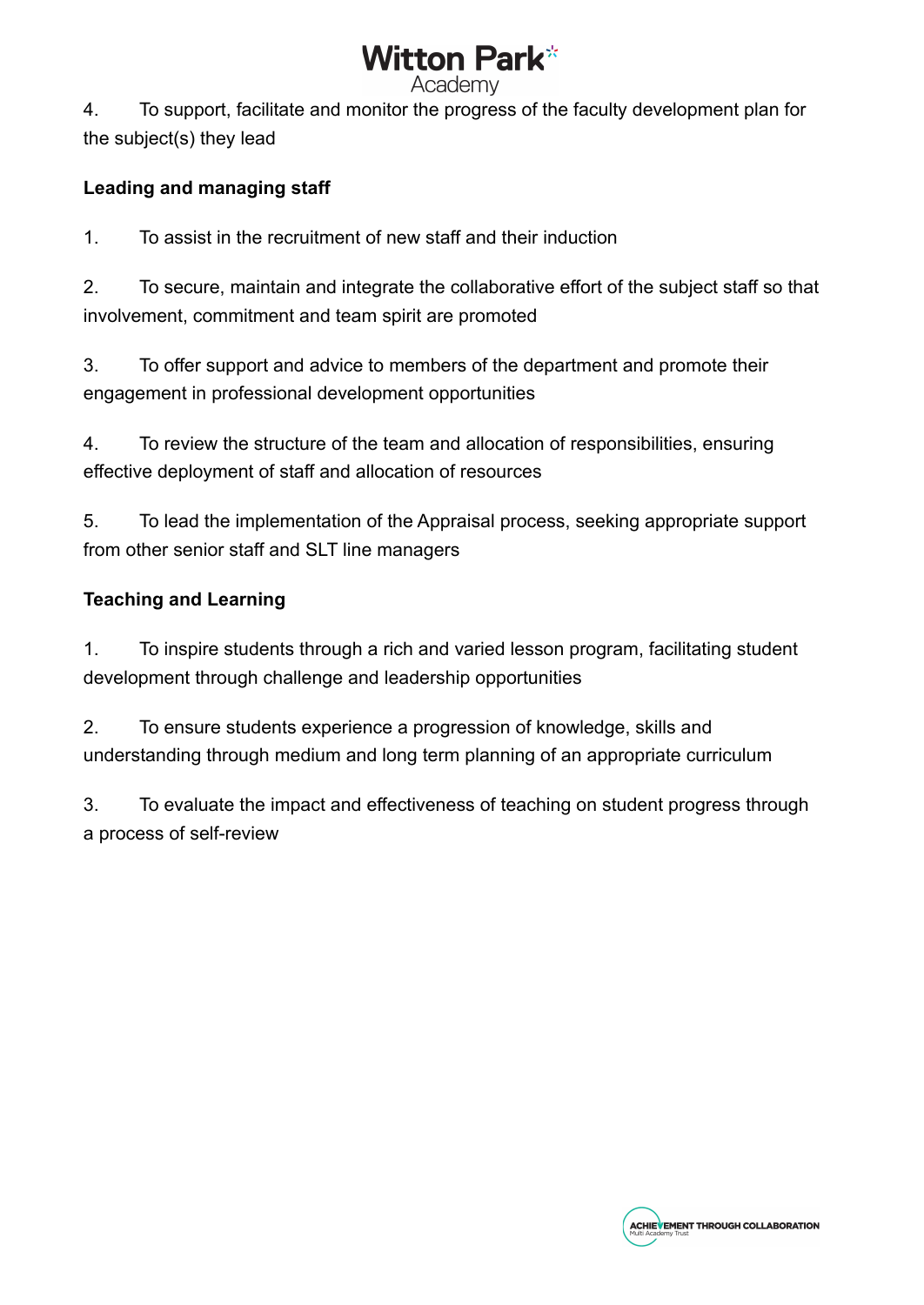4. To support, facilitate and monitor the progress of the faculty development plan for the subject(s) they lead

**Leading and managing staff**

1. To assist in the recruitment of new staff and their induction

2. To secure, maintain and integrate the collaborative effort of the subject staff so that involvement, commitment and team spirit are promoted

3. To offer support and advice to members of the department and promote their engagement in professional development opportunities

4. To review the structure of the team and allocation of responsibilities, ensuring effective deployment of staff and allocation of resources

5. To lead the implementation of the Appraisal process, seeking appropriate support from other senior staff and SLT line managers

**Teaching and Learning**

1. To inspire students through a rich and varied lesson program, facilitating student development through challenge and leadership opportunities

2. To ensure students experience a progression of knowledge, skills and understanding through medium and long term planning of an appropriate curriculum

3. To evaluate the impact and effectiveness of teaching on student progress through a process of self-review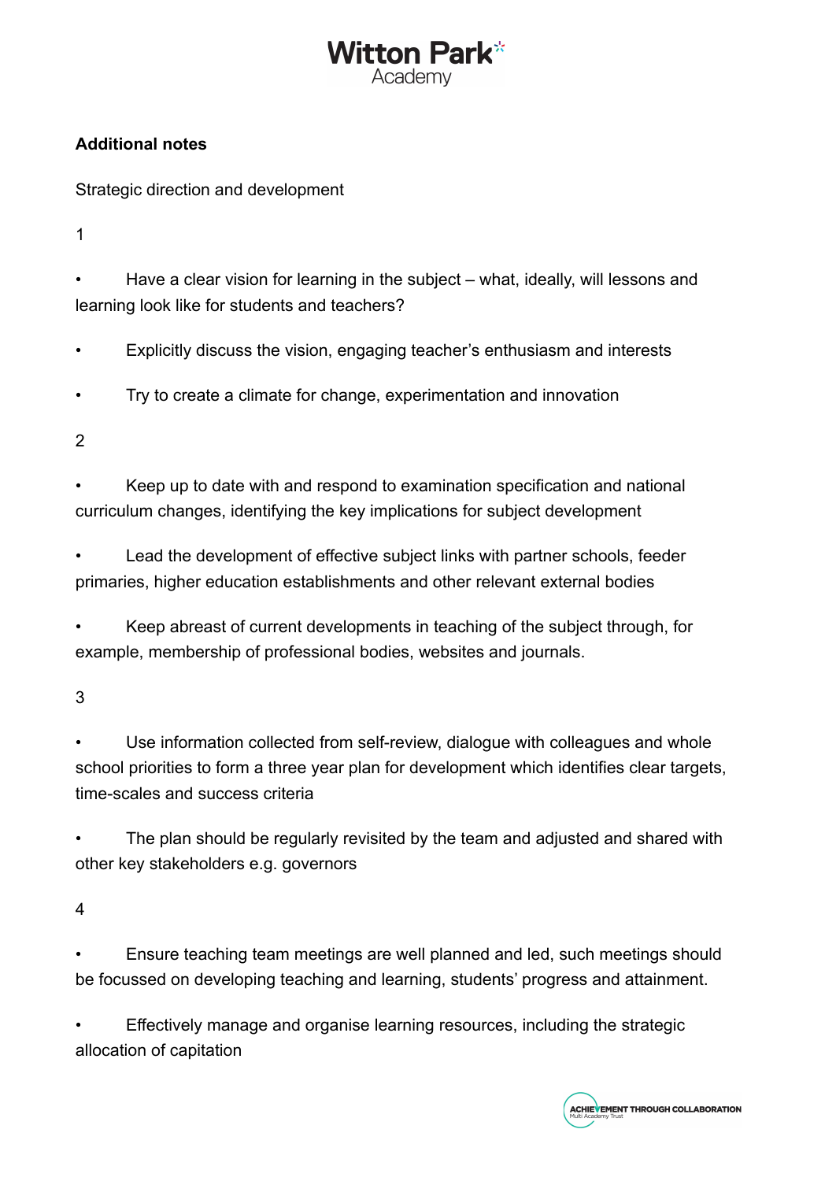**Additional notes**

Strategic direction and development

1

- Have a clear vision for learning in the subject – what, ideally, will lessons and learning look like for students and teachers?
- Explicitly discuss the vision, engaging teacher's enthusiasm and interests
- Try to create a climate for change, experimentation and innovation

2

- Keep up to date with and respond to examination specification and national curriculum changes, identifying the key implications for subject development
- Lead the development of effective subject links with partner schools, feeder primaries, higher education establishments and other relevant external bodies
- Keep abreast of current developments in teaching of the subject through, for example, membership of professional bodies, websites and journals.

3

- Use information collected from self-review, dialogue with colleagues and whole school priorities to form a three year plan for development which identifies clear targets, time-scales and success criteria
- The plan should be regularly revisited by the team and adjusted and shared with other key stakeholders e.g. governors

4

- Ensure teaching team meetings are well planned and led, such meetings should be focussed on developing teaching and learning, students' progress and attainment.
- Effectively manage and organise learning resources, including the strategic allocation of capitation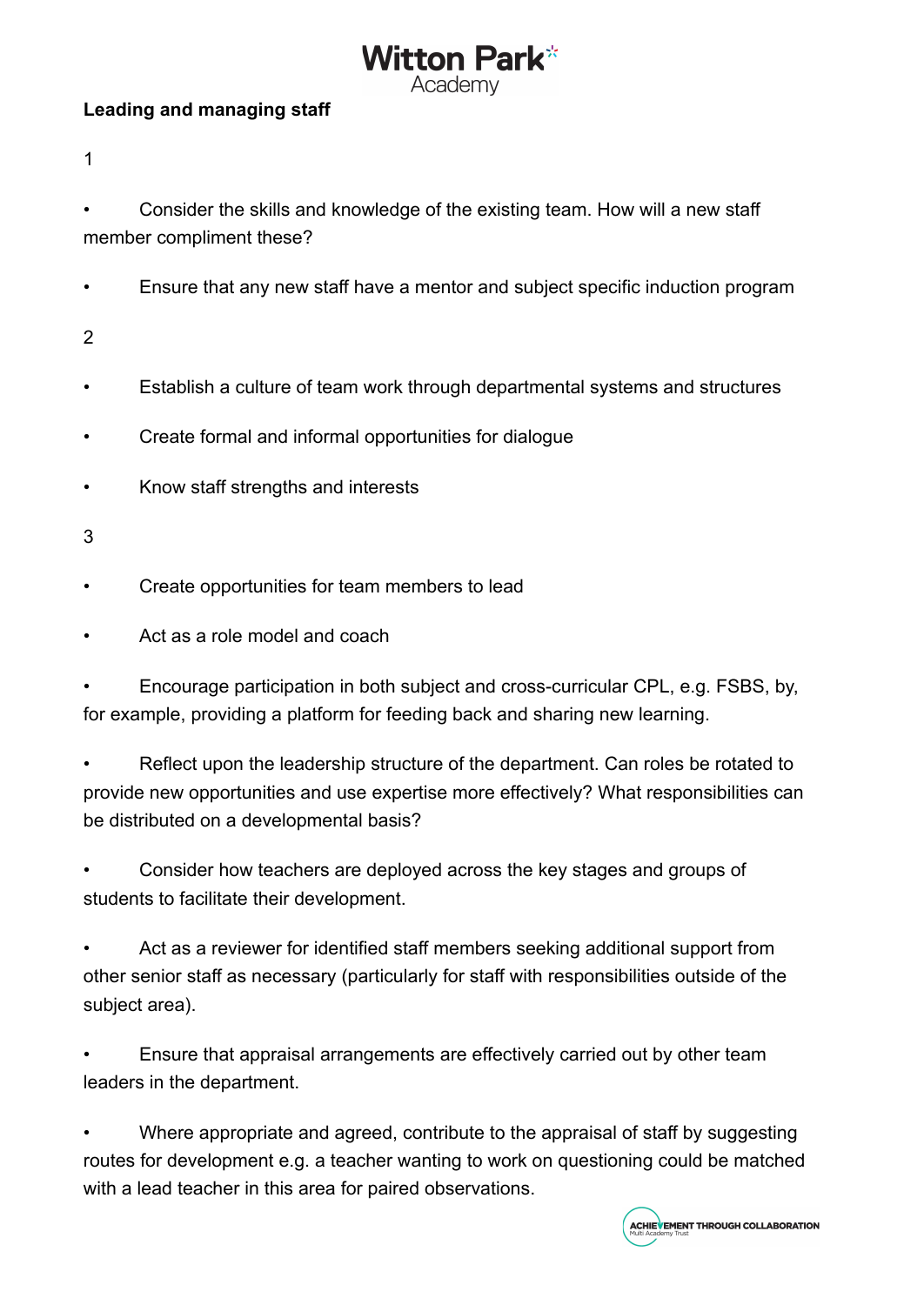**Leading and managing staff**

1

- Consider the skills and knowledge of the existing team. How will a new staff member compliment these?
- Ensure that any new staff have a mentor and subject specific induction program

2

- Establish a culture of team work through departmental systems and structures
- Create formal and informal opportunities for dialogue
- Know staff strengths and interests

3

- Create opportunities for team members to lead
- Act as a role model and coach
- Encourage participation in both subject and cross-curricular CPL, e.g. FSBS, by, for example, providing a platform for feeding back and sharing new learning.
- Reflect upon the leadership structure of the department. Can roles be rotated to provide new opportunities and use expertise more effectively? What responsibilities can be distributed on a developmental basis?
- Consider how teachers are deployed across the key stages and groups of students to facilitate their development.
- Act as a reviewer for identified staff members seeking additional support from other senior staff as necessary (particularly for staff with responsibilities outside of the subject area).
- Ensure that appraisal arrangements are effectively carried out by other team leaders in the department.
- Where appropriate and agreed, contribute to the appraisal of staff by suggesting routes for development e.g. a teacher wanting to work on questioning could be matched with a lead teacher in this area for paired observations.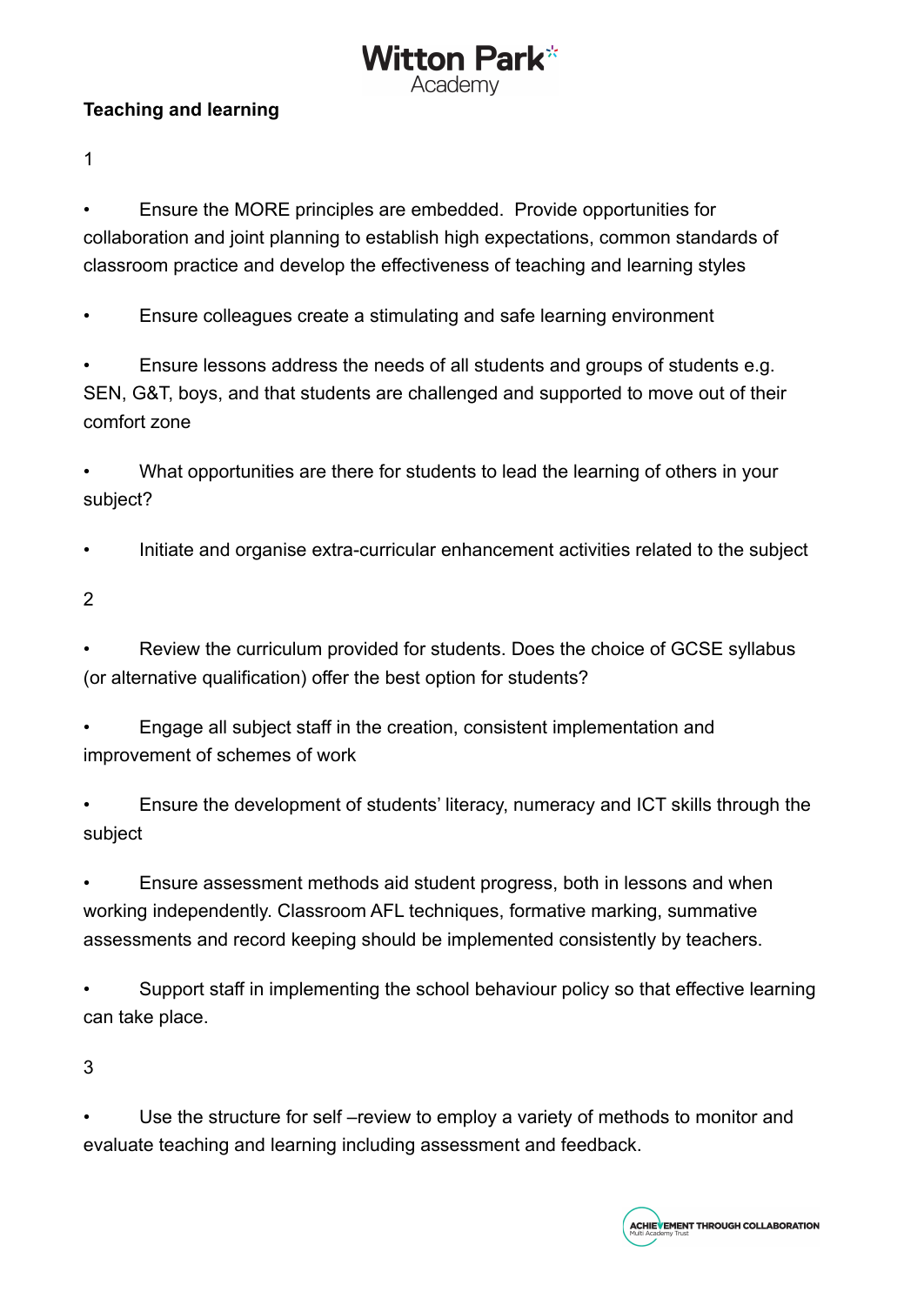**Teaching and learning**

1

- Ensure the MORE principles are embedded. Provide opportunities for collaboration and joint planning to establish high expectations, common standards of classroom practice and develop the effectiveness of teaching and learning styles

- Ensure colleagues create a stimulating and safe learning environment

- Ensure lessons address the needs of all students and groups of students e.g. SEN, G&T, boys, and that students are challenged and supported to move out of their comfort zone

- What opportunities are there for students to lead the learning of others in your subject?

- Initiate and organise extra-curricular enhancement activities related to the subject

2

- Review the curriculum provided for students. Does the choice of GCSE syllabus (or alternative qualification) offer the best option for students?

- Engage all subject staff in the creation, consistent implementation and improvement of schemes of work

- Ensure the development of students' literacy, numeracy and ICT skills through the subject

- Ensure assessment methods aid student progress, both in lessons and when working independently. Classroom AFL techniques, formative marking, summative assessments and record keeping should be implemented consistently by teachers.

- Support staff in implementing the school behaviour policy so that effective learning can take place.

3

- Use the structure for self –review to employ a variety of methods to monitor and evaluate teaching and learning including assessment and feedback.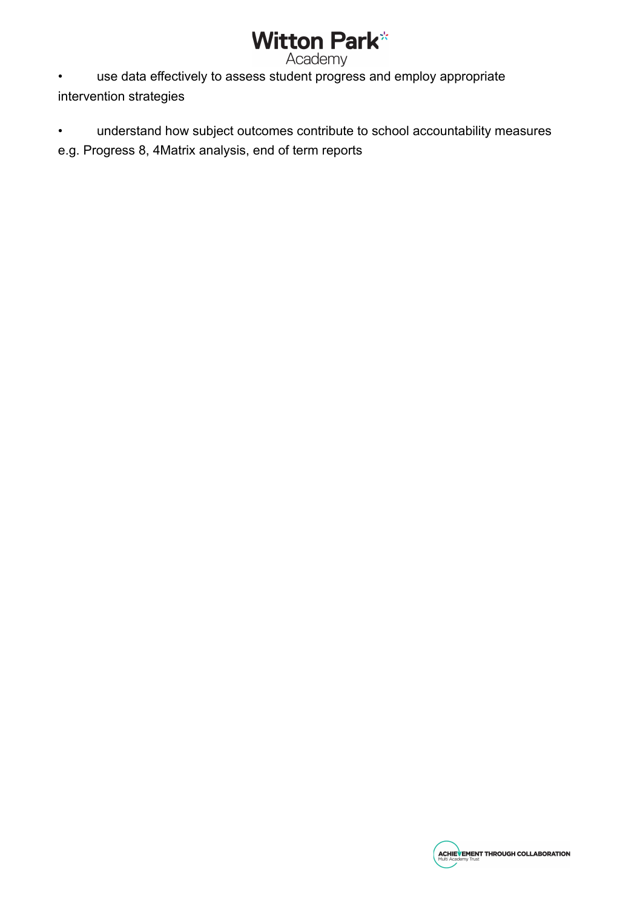- use data effectively to assess student progress and employ appropriate intervention strategies

- understand how subject outcomes contribute to school accountability measures e.g. Progress 8, 4Matrix analysis, end of term reports